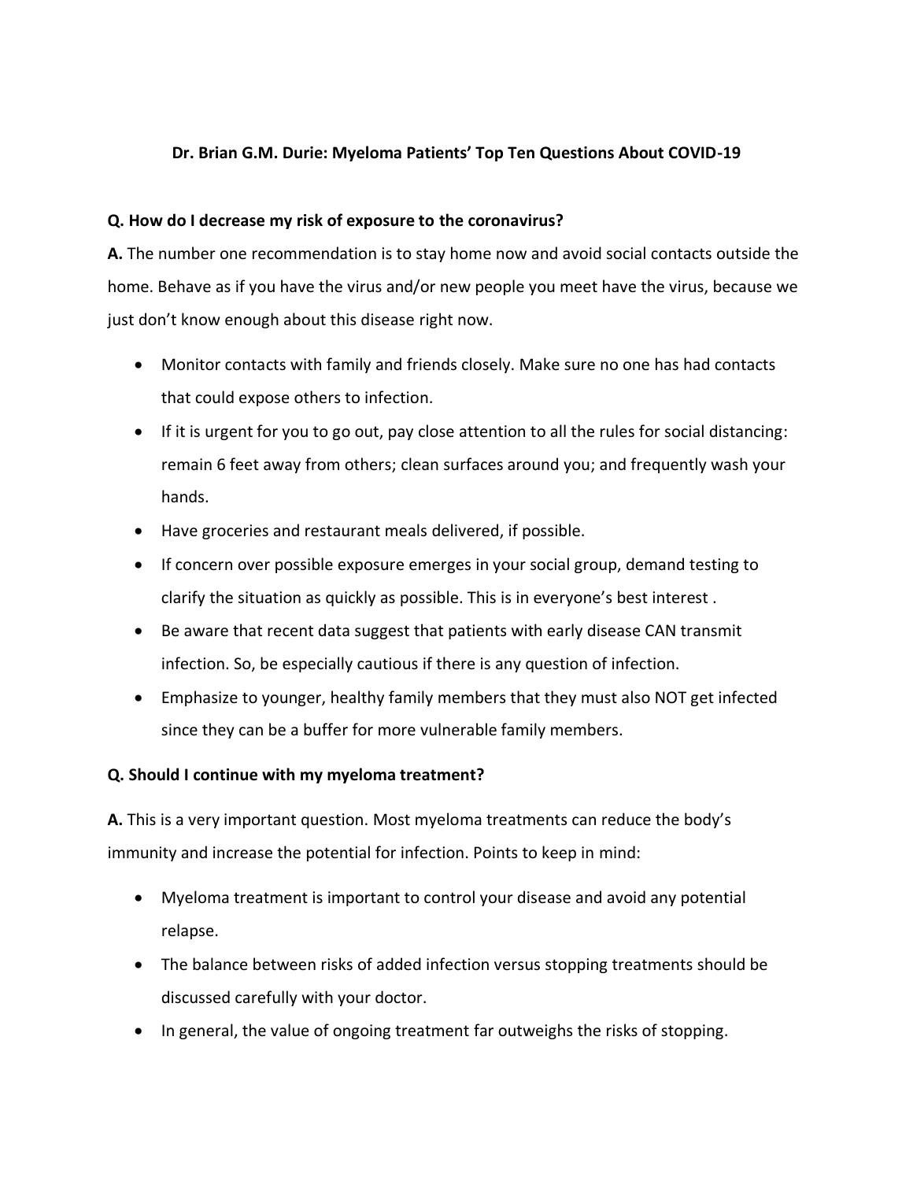# Dr. Brian G.M. Durie: Myeloma Patients' Top Ten Questions About COVID-19

**Q. How do I decrease my risk of exposure to the coronavirus?**

**A.** The number one recommendation is to stay home now and avoid social contacts outside the home. Behave as if you have the virus and/or new people you meet have the virus, because we just don't know enough about this disease right now.

- Monitor contacts with family and friends closely. Make sure no one has had contacts that could expose others to infection.
- If it is urgent for you to go out, pay close attention to all the rules for social distancing: remain 6 feet away from others; clean surfaces around you; and frequently wash your hands.
- Have groceries and restaurant meals delivered, if possible.
- If concern over possible exposure emerges in your social group, demand testing to clarify the situation as quickly as possible. This is in everyone's best interest .
- Be aware that recent data suggest that patients with early disease CAN transmit infection. So, be especially cautious if there is any question of infection.
- Emphasize to younger, healthy family members that they must also NOT get infected since they can be a buffer for more vulnerable family members.

**Q. Should I continue with my myeloma treatment?**

**A.** This is a very important question. Most myeloma treatments can reduce the body's immunity and increase the potential for infection. Points to keep in mind:

- Myeloma treatment is important to control your disease and avoid any potential relapse.
- The balance between risks of added infection versus stopping treatments should be discussed carefully with your doctor.
- In general, the value of ongoing treatment far outweighs the risks of stopping.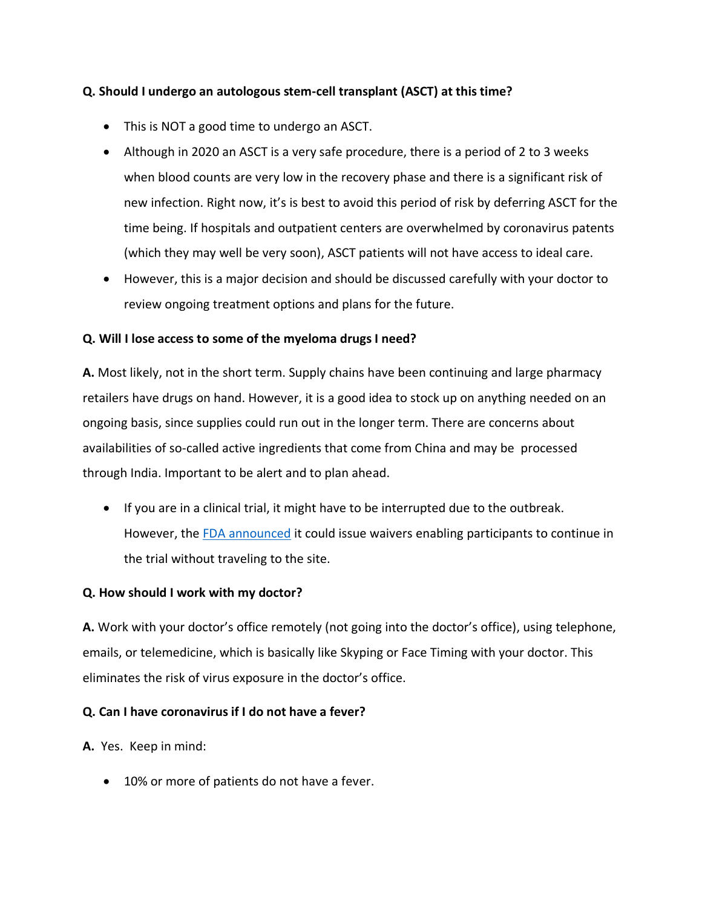**Q. Should I undergo an autologous stem-cell transplant (ASCT) at this time?**

- This is NOT a good time to undergo an ASCT.
- Although in 2020 an ASCT is a very safe procedure, there is a period of 2 to 3 weeks when blood counts are very low in the recovery phase and there is a significant risk of new infection. Right now, it's is best to avoid this period of risk by deferring ASCT for the time being. If hospitals and outpatient centers are overwhelmed by coronavirus patents (which they may well be very soon), ASCT patients will not have access to ideal care.
- However, this is a major decision and should be discussed carefully with your doctor to review ongoing treatment options and plans for the future.

**Q. Will I lose access to some of the myeloma drugs I need?**

**A.** Most likely, not in the short term. Supply chains have been continuing and large pharmacy retailers have drugs on hand. However, it is a good idea to stock up on anything needed on an ongoing basis, since supplies could run out in the longer term. There are concerns about availabilities of so-called active ingredients that come from China and may be processed through India. Important to be alert and to plan ahead.

- If you are in a clinical trial, it might have to be interrupted due to the outbreak. However, the FDA announced it could issue waivers enabling participants to continue in the trial without traveling to the site.

**Q. How should I work with my doctor?**

**A.** Work with your doctor's office remotely (not going into the doctor's office), using telephone, emails, or telemedicine, which is basically like Skyping or Face Timing with your doctor. This eliminates the risk of virus exposure in the doctor's office.

**Q. Can I have coronavirus if I do not have a fever?**

**A.** Yes. Keep in mind:

- 10% or more of patients do not have a fever.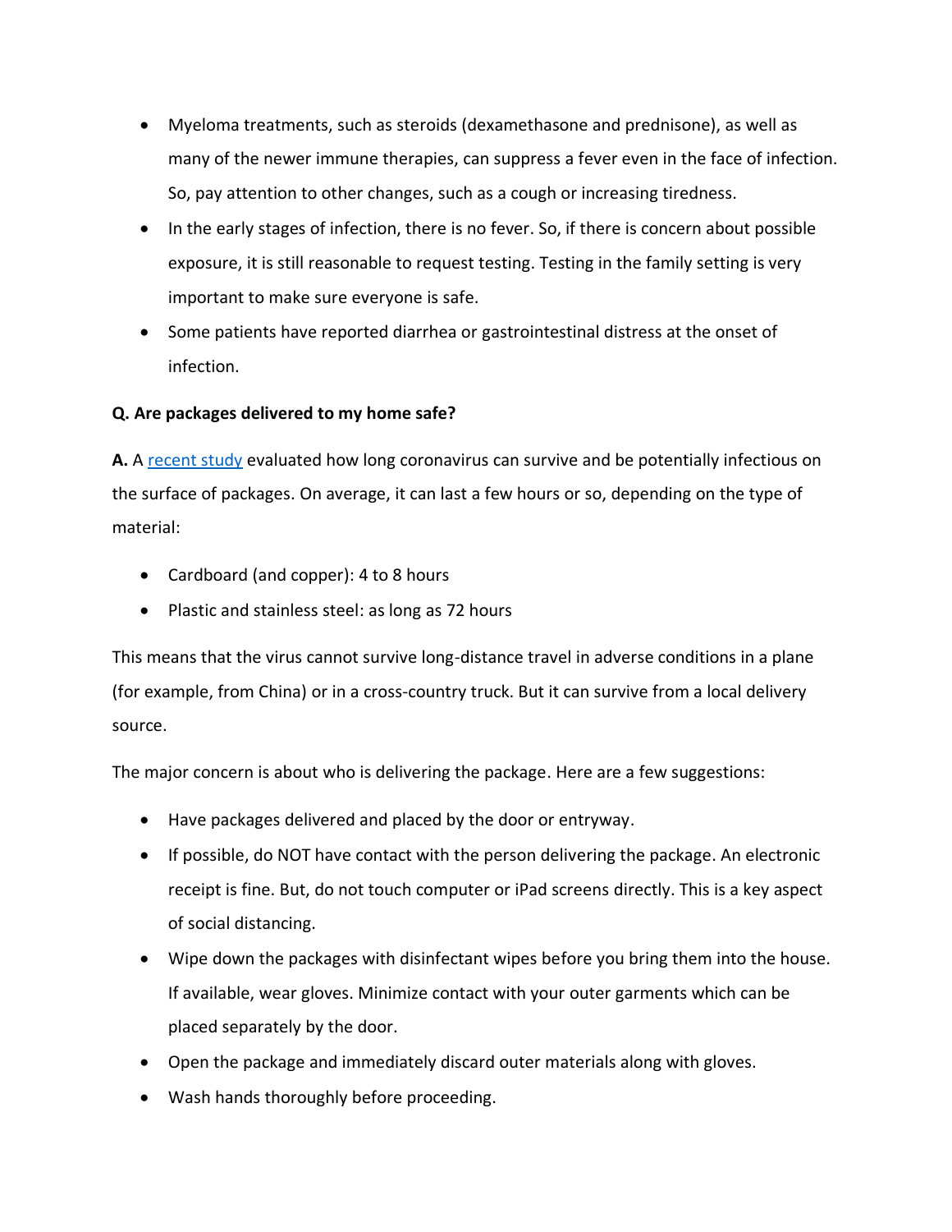- Myeloma treatments, such as steroids (dexamethasone and prednisone), as well as many of the newer immune therapies, can suppress a fever even in the face of infection. So, pay attention to other changes, such as a cough or increasing tiredness.
- In the early stages of infection, there is no fever. So, if there is concern about possible exposure, it is still reasonable to request testing. Testing in the family setting is very important to make sure everyone is safe.
- Some patients have reported diarrhea or gastrointestinal distress at the onset of infection.

**Q. Are packages delivered to my home safe?**

**A.** A recent study evaluated how long coronavirus can survive and be potentially infectious on the surface of packages. On average, it can last a few hours or so, depending on the type of material:

- Cardboard (and copper): 4 to 8 hours
- Plastic and stainless steel: as long as 72 hours

This means that the virus cannot survive long-distance travel in adverse conditions in a plane (for example, from China) or in a cross-country truck. But it can survive from a local delivery source.

The major concern is about who is delivering the package. Here are a few suggestions:

- Have packages delivered and placed by the door or entryway.
- If possible, do NOT have contact with the person delivering the package. An electronic receipt is fine. But, do not touch computer or iPad screens directly. This is a key aspect of social distancing.
- Wipe down the packages with disinfectant wipes before you bring them into the house. If available, wear gloves. Minimize contact with your outer garments which can be placed separately by the door.
- Open the package and immediately discard outer materials along with gloves.
- Wash hands thoroughly before proceeding.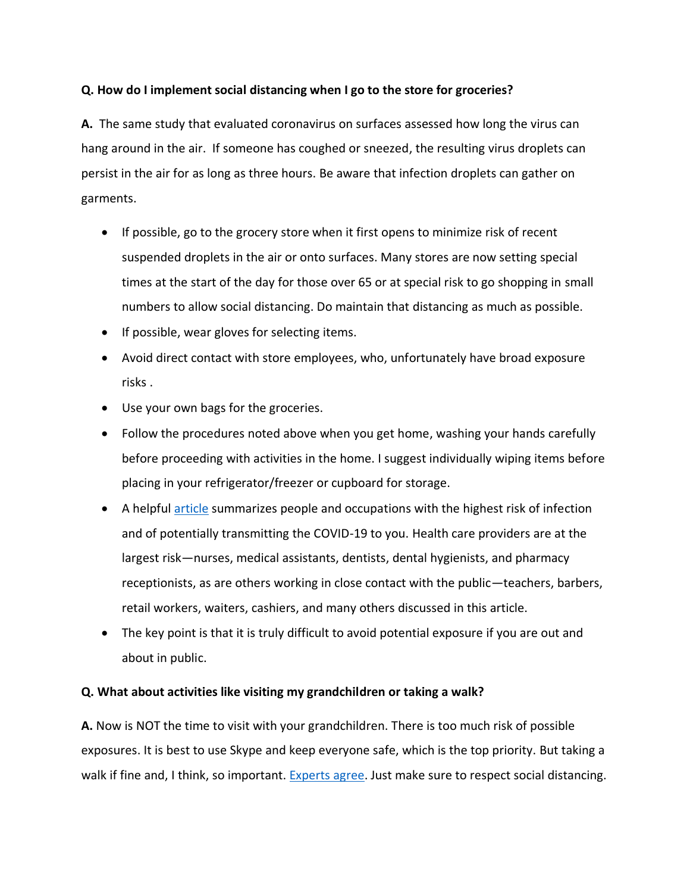**Q. How do I implement social distancing when I go to the store for groceries?**

**A.** The same study that evaluated coronavirus on surfaces assessed how long the virus can hang around in the air. If someone has coughed or sneezed, the resulting virus droplets can persist in the air for as long as three hours. Be aware that infection droplets can gather on garments.

- If possible, go to the grocery store when it first opens to minimize risk of recent suspended droplets in the air or onto surfaces. Many stores are now setting special times at the start of the day for those over 65 or at special risk to go shopping in small numbers to allow social distancing. Do maintain that distancing as much as possible.
- If possible, wear gloves for selecting items.
- Avoid direct contact with store employees, who, unfortunately have broad exposure risks .
- Use your own bags for the groceries.
- Follow the procedures noted above when you get home, washing your hands carefully before proceeding with activities in the home. I suggest individually wiping items before placing in your refrigerator/freezer or cupboard for storage.
- A helpful article summarizes people and occupations with the highest risk of infection and of potentially transmitting the COVID-19 to you. Health care providers are at the largest risk—nurses, medical assistants, dentists, dental hygienists, and pharmacy receptionists, as are others working in close contact with the public—teachers, barbers, retail workers, waiters, cashiers, and many others discussed in this article.
- The key point is that it is truly difficult to avoid potential exposure if you are out and about in public.

**Q. What about activities like visiting my grandchildren or taking a walk?**

**A.** Now is NOT the time to visit with your grandchildren. There is too much risk of possible exposures. It is best to use Skype and keep everyone safe, which is the top priority. But taking a walk if fine and, I think, so important. Experts agree. Just make sure to respect social distancing.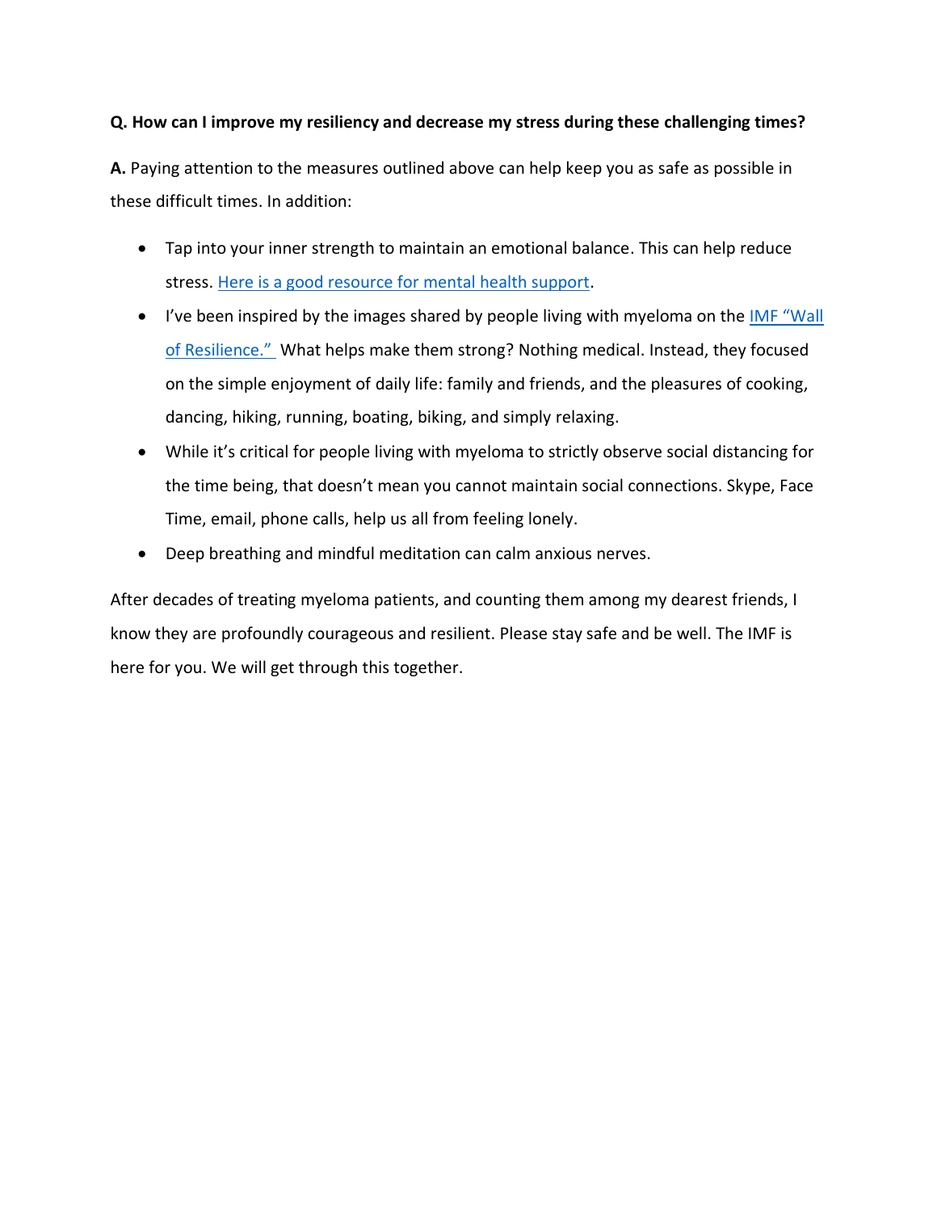**Q. How can I improve my resiliency and decrease my stress during these challenging times?**

**A.** Paying attention to the measures outlined above can help keep you as safe as possible in these difficult times. In addition:

- Tap into your inner strength to maintain an emotional balance. This can help reduce stress. Here is a good resource for mental health support.
- I've been inspired by the images shared by people living with myeloma on the IMF "Wall of Resilience." What helps make them strong? Nothing medical. Instead, they focused on the simple enjoyment of daily life: family and friends, and the pleasures of cooking, dancing, hiking, running, boating, biking, and simply relaxing.
- While it's critical for people living with myeloma to strictly observe social distancing for the time being, that doesn't mean you cannot maintain social connections. Skype, Face Time, email, phone calls, help us all from feeling lonely.
- Deep breathing and mindful meditation can calm anxious nerves.

After decades of treating myeloma patients, and counting them among my dearest friends, I know they are profoundly courageous and resilient. Please stay safe and be well. The IMF is here for you. We will get through this together.